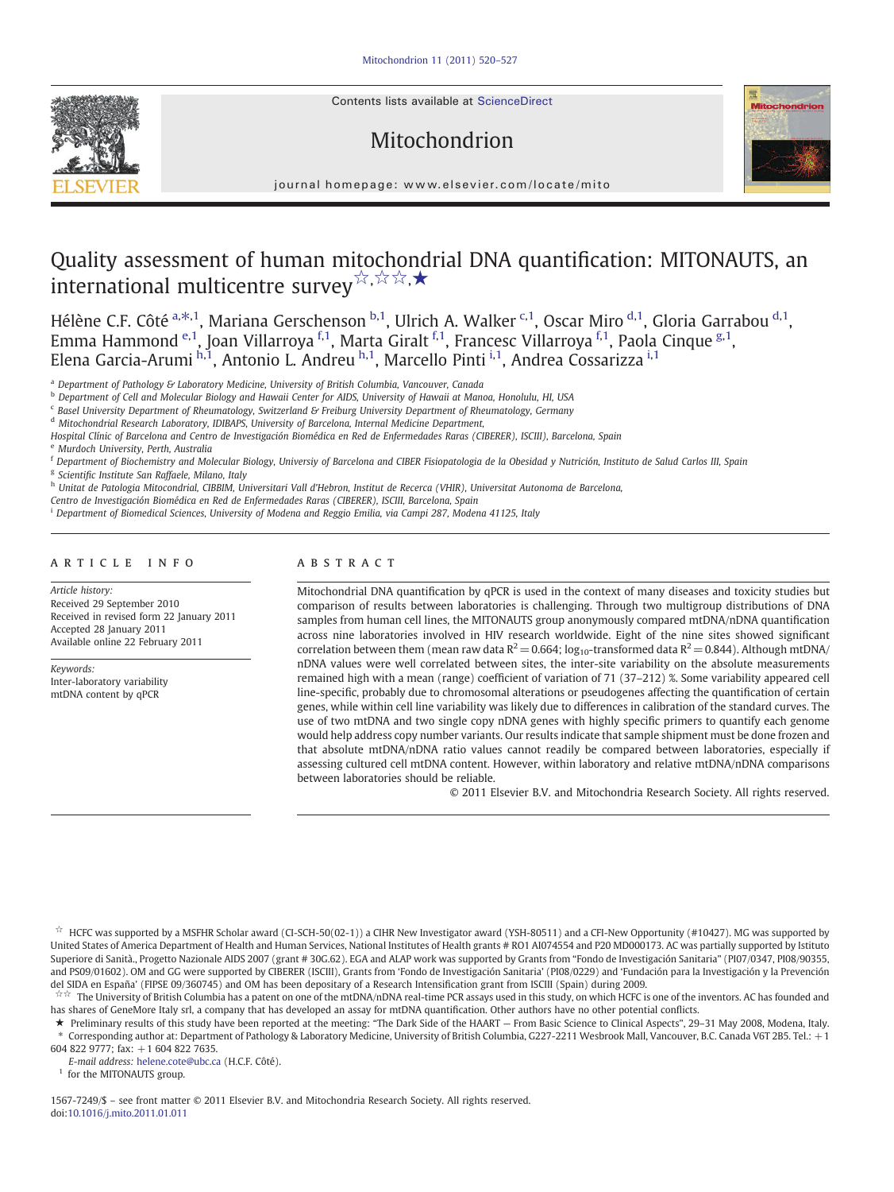Contents lists available at ScienceDirect

# Mitochondrion

journal homepage: www.elsevier.com/locate/mito

# Quality assessment of human mitochondrial DNA quantification: MITONAUTS, an international multicentre survey[☆,☆☆,★]

Hélène C.F. Côté[a,\*,1], Mariana Gerschenson[b,1], Ulrich A. Walker[c,1], Oscar Miro[d,1], Gloria Garrabou[d,1], Emma Hammond[e,1], Joan Villarroya[f,1], Marta Giralt[f,1], Francesc Villarroya[f,1], Paola Cinque[g,1], Elena Garcia-Arumi[h,1], Antonio L. Andreu[h,1], Marcello Pinti[i,1], Andrea Cossarizza[i,1]

[a] Department of Pathology & Laboratory Medicine, University of British Columbia, Vancouver, Canada
[b] Department of Cell and Molecular Biology and Hawaii Center for AIDS, University of Hawaii at Manoa, Honolulu, HI, USA
[c] Basel University Department of Rheumatology, Switzerland & Freiburg University Department of Rheumatology, Germany
[d] Mitochondrial Research Laboratory, IDIBAPS, University of Barcelona, Internal Medicine Department, Hospital Clínic of Barcelona and Centro de Investigación Biomédica en Red de Enfermedades Raras (CIBERER), ISCIII), Barcelona, Spain
[e] Murdoch University, Perth, Australia
[f] Department of Biochemistry and Molecular Biology, Universiy of Barcelona and CIBER Fisiopatologia de la Obesidad y Nutrición, Instituto de Salud Carlos III, Spain
[g] Scientific Institute San Raffaele, Milano, Italy
[h] Unitat de Patologia Mitocondrial, CIBBIM, Universitari Vall d'Hebron, Institut de Recerca (VHIR), Universitat Autonoma de Barcelona, Centro de Investigación Biomédica en Red de Enfermedades Raras (CIBERER), ISCIII, Barcelona, Spain
[i] Department of Biomedical Sciences, University of Modena and Reggio Emilia, via Campi 287, Modena 41125, Italy

## ARTICLE INFO

*Article history:*
Received 29 September 2010
Received in revised form 22 January 2011
Accepted 28 January 2011
Available online 22 February 2011

*Keywords:*
Inter-laboratory variability
mtDNA content by qPCR

## ABSTRACT

Mitochondrial DNA quantification by qPCR is used in the context of many diseases and toxicity studies but comparison of results between laboratories is challenging. Through two multigroup distributions of DNA samples from human cell lines, the MITONAUTS group anonymously compared mtDNA/nDNA quantification across nine laboratories involved in HIV research worldwide. Eight of the nine sites showed significant correlation between them (mean raw data $R^2 = 0.664$; $\log_{10}$-transformed data $R^2 = 0.844$). Although mtDNA/nDNA values were well correlated between sites, the inter-site variability on the absolute measurements remained high with a mean (range) coefficient of variation of 71 (37–212) %. Some variability appeared cell line-specific, probably due to chromosomal alterations or pseudogenes affecting the quantification of certain genes, while within cell line variability was likely due to differences in calibration of the standard curves. The use of two mtDNA and two single copy nDNA genes with highly specific primers to quantify each genome would help address copy number variants. Our results indicate that sample shipment must be done frozen and that absolute mtDNA/nDNA ratio values cannot readily be compared between laboratories, especially if assessing cultured cell mtDNA content. However, within laboratory and relative mtDNA/nDNA comparisons between laboratories should be reliable.

© 2011 Elsevier B.V. and Mitochondria Research Society. All rights reserved.

---

☆ HCFC was supported by a MSFHR Scholar award (CI-SCH-50(02-1)) a CIHR New Investigator award (YSH-80511) and a CFI-New Opportunity (#10427). MG was supported by United States of America Department of Health and Human Services, National Institutes of Health grants # RO1 AI074554 and P20 MD000173. AC was partially supported by Istituto Superiore di Sanità., Progetto Nazionale AIDS 2007 (grant # 30G.62). EGA and ALAP work was supported by Grants from "Fondo de Investigación Sanitaria" (PI07/0347, PI08/90355, and PS09/01602). OM and GG were supported by CIBERER (ISCIII), Grants from 'Fondo de Investigación Sanitaria' (PI08/0229) and 'Fundación para la Investigación y la Prevención del SIDA en España' (FIPSE 09/360745) and OM has been depositary of a Research Intensification grant from ISCIII (Spain) during 2009.

☆☆ The University of British Columbia has a patent on one of the mtDNA/nDNA real-time PCR assays used in this study, on which HCFC is one of the inventors. AC has founded and has shares of GeneMore Italy srl, a company that has developed an assay for mtDNA quantification. Other authors have no other potential conflicts.

★ Preliminary results of this study have been reported at the meeting: "The Dark Side of the HAART — From Basic Science to Clinical Aspects", 29–31 May 2008, Modena, Italy.

\* Corresponding author at: Department of Pathology & Laboratory Medicine, University of British Columbia, G227-2211 Wesbrook Mall, Vancouver, B.C. Canada V6T 2B5. Tel.: +1 604 822 9777; fax: +1 604 822 7635.

*E-mail address:* helene.cote@ubc.ca (H.C.F. Côté).

[1] for the MITONAUTS group.

1567-7249/$ – see front matter © 2011 Elsevier B.V. and Mitochondria Research Society. All rights reserved.
doi:10.1016/j.mito.2011.01.011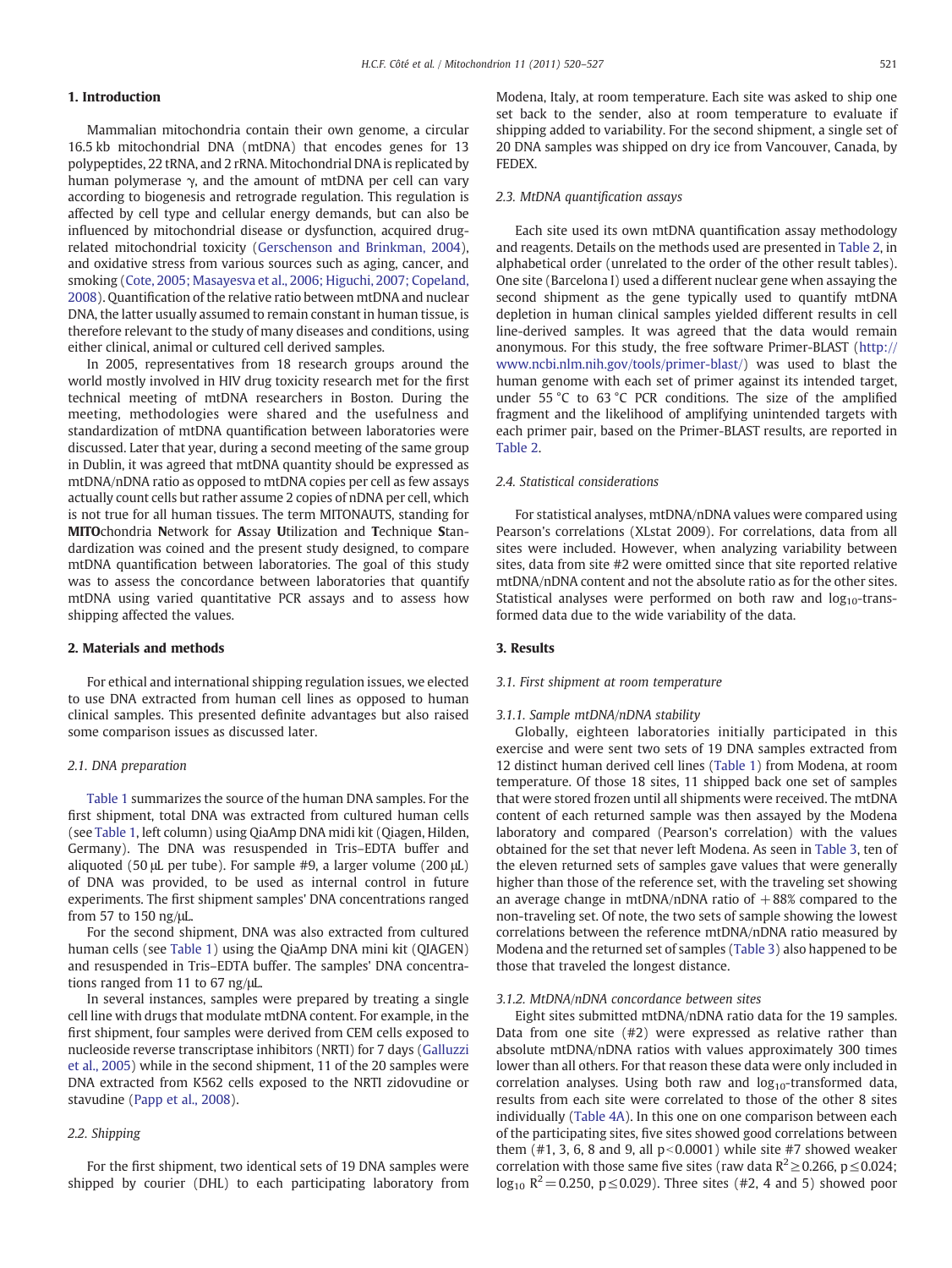## 1. Introduction

Mammalian mitochondria contain their own genome, a circular 16.5 kb mitochondrial DNA (mtDNA) that encodes genes for 13 polypeptides, 22 tRNA, and 2 rRNA. Mitochondrial DNA is replicated by human polymerase γ, and the amount of mtDNA per cell can vary according to biogenesis and retrograde regulation. This regulation is affected by cell type and cellular energy demands, but can also be influenced by mitochondrial disease or dysfunction, acquired drug-related mitochondrial toxicity (Gerschenson and Brinkman, 2004), and oxidative stress from various sources such as aging, cancer, and smoking (Cote, 2005; Masayesva et al., 2006; Higuchi, 2007; Copeland, 2008). Quantification of the relative ratio between mtDNA and nuclear DNA, the latter usually assumed to remain constant in human tissue, is therefore relevant to the study of many diseases and conditions, using either clinical, animal or cultured cell derived samples.

In 2005, representatives from 18 research groups around the world mostly involved in HIV drug toxicity research met for the first technical meeting of mtDNA researchers in Boston. During the meeting, methodologies were shared and the usefulness and standardization of mtDNA quantification between laboratories were discussed. Later that year, during a second meeting of the same group in Dublin, it was agreed that mtDNA quantity should be expressed as mtDNA/nDNA ratio as opposed to mtDNA copies per cell as few assays actually count cells but rather assume 2 copies of nDNA per cell, which is not true for all human tissues. The term MITONAUTS, standing for **MITO**chondria **N**etwork for **A**ssay **U**tilization and **T**echnique **S**tandardization was coined and the present study designed, to compare mtDNA quantification between laboratories. The goal of this study was to assess the concordance between laboratories that quantify mtDNA using varied quantitative PCR assays and to assess how shipping affected the values.

## 2. Materials and methods

For ethical and international shipping regulation issues, we elected to use DNA extracted from human cell lines as opposed to human clinical samples. This presented definite advantages but also raised some comparison issues as discussed later.

### 2.1. DNA preparation

Table 1 summarizes the source of the human DNA samples. For the first shipment, total DNA was extracted from cultured human cells (see Table 1, left column) using QiaAmp DNA midi kit (Qiagen, Hilden, Germany). The DNA was resuspended in Tris–EDTA buffer and aliquoted (50 μL per tube). For sample #9, a larger volume (200 μL) of DNA was provided, to be used as internal control in future experiments. The first shipment samples' DNA concentrations ranged from 57 to 150 ng/μL.

For the second shipment, DNA was also extracted from cultured human cells (see Table 1) using the QiaAmp DNA mini kit (QIAGEN) and resuspended in Tris–EDTA buffer. The samples' DNA concentrations ranged from 11 to 67 ng/μL.

In several instances, samples were prepared by treating a single cell line with drugs that modulate mtDNA content. For example, in the first shipment, four samples were derived from CEM cells exposed to nucleoside reverse transcriptase inhibitors (NRTI) for 7 days (Galluzzi et al., 2005) while in the second shipment, 11 of the 20 samples were DNA extracted from K562 cells exposed to the NRTI zidovudine or stavudine (Papp et al., 2008).

### 2.2. Shipping

For the first shipment, two identical sets of 19 DNA samples were shipped by courier (DHL) to each participating laboratory from Modena, Italy, at room temperature. Each site was asked to ship one set back to the sender, also at room temperature to evaluate if shipping added to variability. For the second shipment, a single set of 20 DNA samples was shipped on dry ice from Vancouver, Canada, by FEDEX.

### 2.3. MtDNA quantification assays

Each site used its own mtDNA quantification assay methodology and reagents. Details on the methods used are presented in Table 2, in alphabetical order (unrelated to the order of the other result tables). One site (Barcelona I) used a different nuclear gene when assaying the second shipment as the gene typically used to quantify mtDNA depletion in human clinical samples yielded different results in cell line-derived samples. It was agreed that the data would remain anonymous. For this study, the free software Primer-BLAST (http://www.ncbi.nlm.nih.gov/tools/primer-blast/) was used to blast the human genome with each set of primer against its intended target, under 55 °C to 63 °C PCR conditions. The size of the amplified fragment and the likelihood of amplifying unintended targets with each primer pair, based on the Primer-BLAST results, are reported in Table 2.

### 2.4. Statistical considerations

For statistical analyses, mtDNA/nDNA values were compared using Pearson's correlations (XLstat 2009). For correlations, data from all sites were included. However, when analyzing variability between sites, data from site #2 were omitted since that site reported relative mtDNA/nDNA content and not the absolute ratio as for the other sites. Statistical analyses were performed on both raw and $\log_{10}$-transformed data due to the wide variability of the data.

## 3. Results

### 3.1. First shipment at room temperature

#### 3.1.1. Sample mtDNA/nDNA stability

Globally, eighteen laboratories initially participated in this exercise and were sent two sets of 19 DNA samples extracted from 12 distinct human derived cell lines (Table 1) from Modena, at room temperature. Of those 18 sites, 11 shipped back one set of samples that were stored frozen until all shipments were received. The mtDNA content of each returned sample was then assayed by the Modena laboratory and compared (Pearson's correlation) with the values obtained for the set that never left Modena. As seen in Table 3, ten of the eleven returned sets of samples gave values that were generally higher than those of the reference set, with the traveling set showing an average change in mtDNA/nDNA ratio of +88% compared to the non-traveling set. Of note, the two sets of sample showing the lowest correlations between the reference mtDNA/nDNA ratio measured by Modena and the returned set of samples (Table 3) also happened to be those that traveled the longest distance.

#### 3.1.2. MtDNA/nDNA concordance between sites

Eight sites submitted mtDNA/nDNA ratio data for the 19 samples. Data from one site (#2) were expressed as relative rather than absolute mtDNA/nDNA ratios with values approximately 300 times lower than all others. For that reason these data were only included in correlation analyses. Using both raw and $\log_{10}$-transformed data, results from each site were correlated to those of the other 8 sites individually (Table 4A). In this one on one comparison between each of the participating sites, five sites showed good correlations between them (#1, 3, 6, 8 and 9, all $p<0.0001$) while site #7 showed weaker correlation with those same five sites (raw data $R^2 \geq 0.266$, $p \leq 0.024$; $\log_{10}$ $R^2 = 0.250$, $p \leq 0.029$). Three sites (#2, 4 and 5) showed poor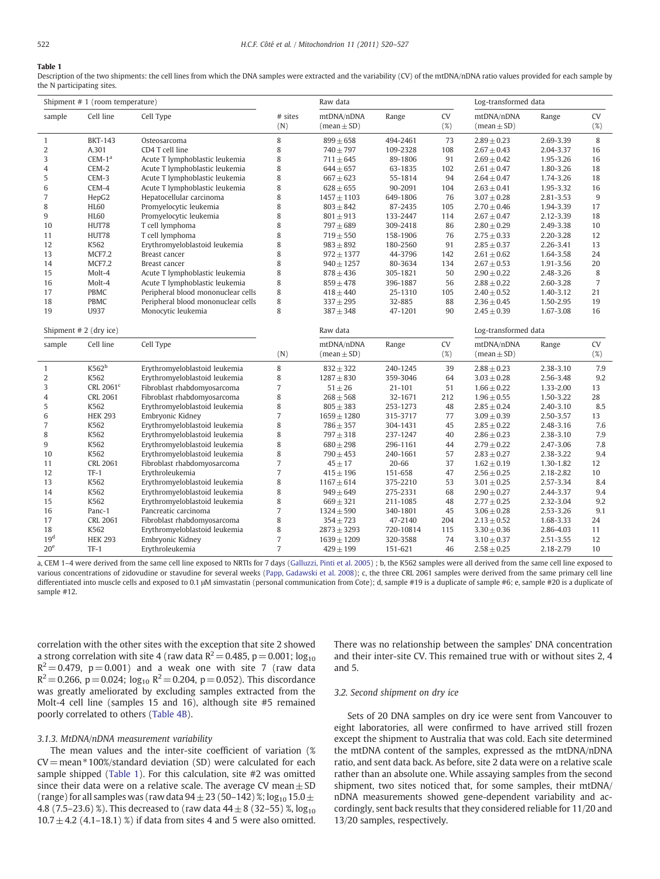**Table 1**

Description of the two shipments: the cell lines from which the DNA samples were extracted and the variability (CV) of the mtDNA/nDNA ratio values provided for each sample by the N participating sites.

| Shipment # 1 (room temperature) | | | | Raw data | | | Log-transformed data | | |
|---|---|---|---|---|---|---|---|---|---|
| sample | Cell line | Cell Type | # sites (N) | mtDNA/nDNA (mean ± SD) | Range | CV (%) | mtDNA/nDNA (mean ± SD) | Range | CV (%) |
| 1 | BKT-143 | Osteosarcoma | 8 | 899 ± 658 | 494-2461 | 73 | 2.89 ± 0.23 | 2.69-3.39 | 8 |
| 2 | A.301 | CD4 T cell line | 8 | 740 ± 797 | 109-2328 | 108 | 2.67 ± 0.43 | 2.04-3.37 | 16 |
| 3 | CEM-1[a] | Acute T lymphoblastic leukemia | 8 | 711 ± 645 | 89-1806 | 91 | 2.69 ± 0.42 | 1.95-3.26 | 16 |
| 4 | CEM-2 | Acute T lymphoblastic leukemia | 8 | 644 ± 657 | 63-1835 | 102 | 2.61 ± 0.47 | 1.80-3.26 | 18 |
| 5 | CEM-3 | Acute T lymphoblastic leukemia | 8 | 667 ± 623 | 55-1814 | 94 | 2.64 ± 0.47 | 1.74-3.26 | 18 |
| 6 | CEM-4 | Acute T lymphoblastic leukemia | 8 | 628 ± 655 | 90-2091 | 104 | 2.63 ± 0.41 | 1.95-3.32 | 16 |
| 7 | HepG2 | Hepatocellular carcinoma | 8 | 1457 ± 1103 | 649-1806 | 76 | 3.07 ± 0.28 | 2.81-3.53 | 9 |
| 8 | HL60 | Promyelocytic leukemia | 8 | 803 ± 842 | 87-2435 | 105 | 2.70 ± 0.46 | 1.94-3.39 | 17 |
| 9 | HL60 | Promyelocytic leukemia | 8 | 801 ± 913 | 133-2447 | 114 | 2.67 ± 0.47 | 2.12-3.39 | 18 |
| 10 | HUT78 | T cell lymphoma | 8 | 797 ± 689 | 309-2418 | 86 | 2.80 ± 0.29 | 2.49-3.38 | 10 |
| 11 | HUT78 | T cell lymphoma | 8 | 719 ± 550 | 158-1906 | 76 | 2.75 ± 0.33 | 2.20-3.28 | 12 |
| 12 | K562 | Erythromyeloblastoid leukemia | 8 | 983 ± 892 | 180-2560 | 91 | 2.85 ± 0.37 | 2.26-3.41 | 13 |
| 13 | MCF7.2 | Breast cancer | 8 | 972 ± 1377 | 44-3796 | 142 | 2.61 ± 0.62 | 1.64-3.58 | 24 |
| 14 | MCF7.2 | Breast cancer | 8 | 940 ± 1257 | 80-3634 | 134 | 2.67 ± 0.53 | 1.91-3.56 | 20 |
| 15 | Molt-4 | Acute T lymphoblastic leukemia | 8 | 878 ± 436 | 305-1821 | 50 | 2.90 ± 0.22 | 2.48-3.26 | 8 |
| 16 | Molt-4 | Acute T lymphoblastic leukemia | 8 | 859 ± 478 | 396-1887 | 56 | 2.88 ± 0.22 | 2.60-3.28 | 7 |
| 17 | PBMC | Peripheral blood mononuclear cells | 8 | 418 ± 440 | 25-1310 | 105 | 2.40 ± 0.52 | 1.40-3.12 | 21 |
| 18 | PBMC | Peripheral blood mononuclear cells | 8 | 337 ± 295 | 32-885 | 88 | 2.36 ± 0.45 | 1.50-2.95 | 19 |
| 19 | U937 | Monocytic leukemia | 8 | 387 ± 348 | 47-1201 | 90 | 2.45 ± 0.39 | 1.67-3.08 | 16 |
| **Shipment # 2 (dry ice)** | | | | Raw data | | | Log-transformed data | | |
| sample | Cell line | Cell Type | (N) | mtDNA/nDNA (mean ± SD) | Range | CV (%) | mtDNA/nDNA (mean ± SD) | Range | CV (%) |
| 1 | K562[b] | Erythromyeloblastoid leukemia | 8 | 832 ± 322 | 240-1245 | 39 | 2.88 ± 0.23 | 2.38-3.10 | 7.9 |
| 2 | K562 | Erythromyeloblastoid leukemia | 8 | 1287 ± 830 | 359-3046 | 64 | 3.03 ± 0.28 | 2.56-3.48 | 9.2 |
| 3 | CRL 2061[c] | Fibroblast rhabdomyosarcoma | 7 | 51 ± 26 | 21-101 | 51 | 1.66 ± 0.22 | 1.33-2.00 | 13 |
| 4 | CRL 2061 | Fibroblast rhabdomyosarcoma | 8 | 268 ± 568 | 32-1671 | 212 | 1.96 ± 0.55 | 1.50-3.22 | 28 |
| 5 | K562 | Erythromyeloblastoid leukemia | 8 | 805 ± 383 | 253-1273 | 48 | 2.85 ± 0.24 | 2.40-3.10 | 8.5 |
| 6 | HEK 293 | Embryonic Kidney | 7 | 1659 ± 1280 | 315-3717 | 77 | 3.09 ± 0.39 | 2.50-3.57 | 13 |
| 7 | K562 | Erythromyeloblastoid leukemia | 8 | 786 ± 357 | 304-1431 | 45 | 2.85 ± 0.22 | 2.48-3.16 | 7.6 |
| 8 | K562 | Erythromyeloblastoid leukemia | 8 | 797 ± 318 | 237-1247 | 40 | 2.86 ± 0.23 | 2.38-3.10 | 7.9 |
| 9 | K562 | Erythromyeloblastoid leukemia | 8 | 680 ± 298 | 296-1161 | 44 | 2.79 ± 0.22 | 2.47-3.06 | 7.8 |
| 10 | K562 | Erythromyeloblastoid leukemia | 8 | 790 ± 453 | 240-1661 | 57 | 2.83 ± 0.27 | 2.38-3.22 | 9.4 |
| 11 | CRL 2061 | Fibroblast rhabdomyosarcoma | 7 | 45 ± 17 | 20-66 | 37 | 1.62 ± 0.19 | 1.30-1.82 | 12 |
| 12 | TF-1 | Erythroleukemia | 7 | 415 ± 196 | 151-658 | 47 | 2.56 ± 0.25 | 2.18-2.82 | 10 |
| 13 | K562 | Erythromyeloblastoid leukemia | 8 | 1167 ± 614 | 375-2210 | 53 | 3.01 ± 0.25 | 2.57-3.34 | 8.4 |
| 14 | K562 | Erythromyeloblastoid leukemia | 8 | 949 ± 649 | 275-2331 | 68 | 2.90 ± 0.27 | 2.44-3.37 | 9.4 |
| 15 | K562 | Erythromyeloblastoid leukemia | 8 | 669 ± 321 | 211-1085 | 48 | 2.77 ± 0.25 | 2.32-3.04 | 9.2 |
| 16 | Panc-1 | Pancreatic carcinoma | 7 | 1324 ± 590 | 340-1801 | 45 | 3.06 ± 0.28 | 2.53-3.26 | 9.1 |
| 17 | CRL 2061 | Fibroblast rhabdomyosarcoma | 8 | 354 ± 723 | 47-2140 | 204 | 2.13 ± 0.52 | 1.68-3.33 | 24 |
| 18 | K562 | Erythromyeloblastoid leukemia | 8 | 2873 ± 3293 | 720-10814 | 115 | 3.30 ± 0.36 | 2.86-4.03 | 11 |
| 19[d] | HEK 293 | Embryonic Kidney | 7 | 1639 ± 1209 | 320-3588 | 74 | 3.10 ± 0.37 | 2.51-3.55 | 12 |
| 20[e] | TF-1 | Erythroleukemia | 7 | 429 ± 199 | 151-621 | 46 | 2.58 ± 0.25 | 2.18-2.79 | 10 |

a, CEM 1–4 were derived from the same cell line exposed to NRTIs for 7 days (Galluzzi, Pinti et al. 2005) ; b, the K562 samples were all derived from the same cell line exposed to various concentrations of zidovudine or stavudine for several weeks (Papp, Gadawski et al. 2008); c, the three CRL 2061 samples were derived from the same primary cell line differentiated into muscle cells and exposed to 0.1 μM simvastatin (personal communication from Cote); d, sample #19 is a duplicate of sample #6; e, sample #20 is a duplicate of sample #12.

correlation with the other sites with the exception that site 2 showed a strong correlation with site 4 (raw data $R^2 = 0.485$, $p = 0.001$; $\log_{10}$ $R^2 = 0.479$, $p = 0.001$) and a weak one with site 7 (raw data $R^2 = 0.266$, $p = 0.024$; $\log_{10}$ $R^2 = 0.204$, $p = 0.052$). This discordance was greatly ameliorated by excluding samples extracted from the Molt-4 cell line (samples 15 and 16), although site #5 remained poorly correlated to others (Table 4B).

### 3.1.3. MtDNA/nDNA measurement variability

The mean values and the inter-site coefficient of variation (% CV = mean * 100%/standard deviation (SD) were calculated for each sample shipped (Table 1). For this calculation, site #2 was omitted since their data were on a relative scale. The average CV mean ± SD (range) for all samples was (raw data 94 ± 23 (50–142) %; $\log_{10}$ 15.0 ± 4.8 (7.5–23.6) %). This decreased to (raw data 44 ± 8 (32–55) %, $\log_{10}$ 10.7 ± 4.2 (4.1–18.1) %) if data from sites 4 and 5 were also omitted. There was no relationship between the samples' DNA concentration and their inter-site CV. This remained true with or without sites 2, 4 and 5.

## 3.2. Second shipment on dry ice

Sets of 20 DNA samples on dry ice were sent from Vancouver to eight laboratories, all were confirmed to have arrived still frozen except the shipment to Australia that was cold. Each site determined the mtDNA content of the samples, expressed as the mtDNA/nDNA ratio, and sent data back. As before, site 2 data were on a relative scale rather than an absolute one. While assaying samples from the second shipment, two sites noticed that, for some samples, their mtDNA/nDNA measurements showed gene-dependent variability and accordingly, sent back results that they considered reliable for 11/20 and 13/20 samples, respectively.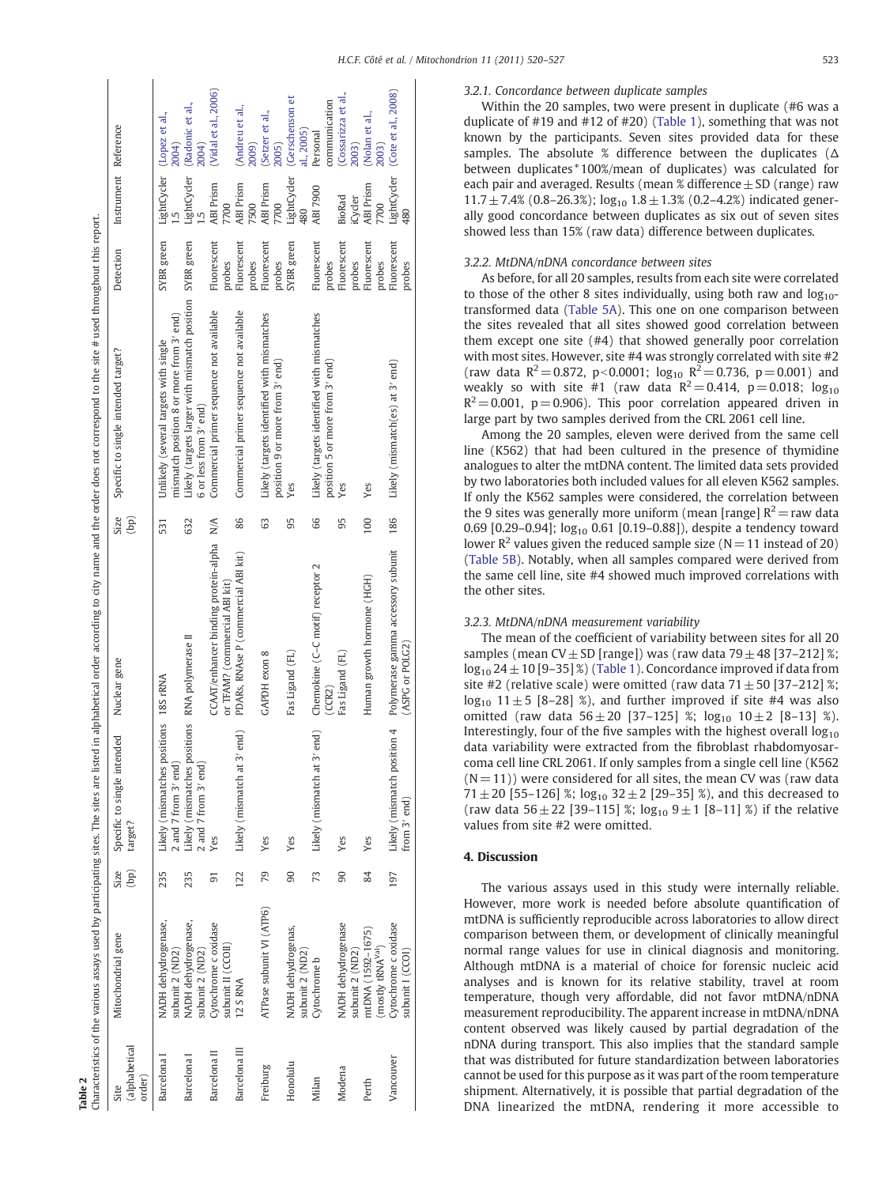**Table 2**
Characteristics of the various assays used by participating sites. The sites are listed in alphabetical order according to city name and the order does not correspond to the site # used throughout this report.

| Site (alphabetical order) | Mitochondrial gene | Size (bp) | Specific to single intended target? | Nuclear gene | Size (bp) | Specific to single intended target? | Detection | Instrument | Reference |
|---|---|---|---|---|---|---|---|---|---|
| Barcelona I | NADH dehydrogenase, subunit 2 (ND2) | 235 | Likely (mismatches positions 2 and 7 from 3′ end) | 18S rRNA | 531 | Unlikely (several targets with single mismatch position 8 or more from 3′ end) | SYBR green | LightCycler 1.5 | (Lopez et al., 2004) |
| Barcelona I | NADH dehydrogenase, subunit 2 (ND2) | 235 | Likely (mismatches positions 2 and 7 from 3′ end) | RNA polymerase II | 632 | Likely (targets larger with mismatch position 6 or less from 3′ end) | SYBR green | LightCycler 1.5 | (Radonic et al., 2004) |
| Barcelona II | Cytochrome c oxidase subunit II (COII) | 91 | Yes | CCAAT/enhancer binding protein-alpha or TFAM? (commercial ABI kit) | N/A | Commercial primer sequence not available | Fluorescent probes | ABI Prism 7700 | (Vidal et al., 2006) |
| Barcelona III | 12 S RNA | 122 | Likely (mismatch at 3′ end) | PDARs, RNAse P (commercial ABI kit) | 86 | Commercial primer sequence not available | Fluorescent probes | ABI Prism 7500 | (Andreu et al., 2009) |
| Freiburg | ATPase subunit VI (ATP6) | 79 | Yes | GAPDH exon 8 | 63 | Likely (targets identified with mismatches position 9 or more from 3′ end) | Fluorescent probes | ABI Prism 7700 | (Setzer et al., 2005) |
| Honolulu | NADH dehydrogenas, subunit 2 (ND2) | 90 | Yes | Fas Ligand (FL) | 95 | Yes | SYBR green | LightCycler 480 | (Gerschenson et al., 2005) |
| Milan | Cytochrome b | 73 | Likely (mismatch at 3′ end) | Chemokine (C–C motif) receptor 2 (CCR2) | 66 | Likely (targets identified with mismatches position 5 or more from 3′ end) | Fluorescent probes | ABI 7900 | Personal communication |
| Modena | NADH dehydrogenase subunit 2 (ND2) | 90 | Yes | Fas Ligand (FL) | 95 | Yes | Fluorescent probes | BioRad iCycler | (Cossarizza et al., 2003) |
| Perth | mtDNA (1592–1675) (mostly tRNA$^{Val}$) | 84 | Yes | Human growth hormone (HGH) | 100 | Yes | Fluorescent probes | ABI Prism 7700 | (Nolan et al., 2003) |
| Vancouver | Cytochrome c oxidase subunit I (COI) | 197 | Likely (mismatch position 4 from 3′ end) | Polymerase gamma accessory subunit (ASPG or POLG2) | 186 | Likely (mismatch(es) at 3′ end) | Fluorescent probes | LightCycler 480 | (Cote et al., 2008) |

#### 3.2.1. Concordance between duplicate samples

Within the 20 samples, two were present in duplicate (#6 was a duplicate of #19 and #12 of #20) (Table 1), something that was not known by the participants. Seven sites provided data for these samples. The absolute % difference between the duplicates (Δ between duplicates * 100%/mean of duplicates) was calculated for each pair and averaged. Results (mean % difference ± SD (range) raw 11.7 ± 7.4% (0.8–26.3%); $\log_{10}$ 1.8 ± 1.3% (0.2–4.2%) indicated generally good concordance between duplicates as six out of seven sites showed less than 15% (raw data) difference between duplicates.

#### 3.2.2. MtDNA/nDNA concordance between sites

As before, for all 20 samples, results from each site were correlated to those of the other 8 sites individually, using both raw and $\log_{10}$-transformed data (Table 5A). This one on one comparison between the sites revealed that all sites showed good correlation between them except one site (#4) that showed generally poor correlation with most sites. However, site #4 was strongly correlated with site #2 (raw data $R^2 = 0.872$, $p < 0.0001$; $\log_{10}$ $R^2 = 0.736$, $p = 0.001$) and weakly so with site #1 (raw data $R^2 = 0.414$, $p = 0.018$; $\log_{10}$ $R^2 = 0.001$, $p = 0.906$). This poor correlation appeared driven in large part by two samples derived from the CRL 2061 cell line.

Among the 20 samples, eleven were derived from the same cell line (K562) that had been cultured in the presence of thymidine analogues to alter the mtDNA content. The limited data sets provided by two laboratories both included values for all eleven K562 samples. If only the K562 samples were considered, the correlation between the 9 sites was generally more uniform (mean [range] $R^2$ = raw data 0.69 [0.29–0.94]; $\log_{10}$ 0.61 [0.19–0.88]), despite a tendency toward lower $R^2$ values given the reduced sample size (N = 11 instead of 20) (Table 5B). Notably, when all samples compared were derived from the same cell line, site #4 showed much improved correlations with the other sites.

#### 3.2.3. MtDNA/nDNA measurement variability

The mean of the coefficient of variability between sites for all 20 samples (mean CV ± SD [range]) was (raw data 79 ± 48 [37–212] %; $\log_{10}$ 24 ± 10 [9–35] %) (Table 1). Concordance improved if data from site #2 (relative scale) were omitted (raw data 71 ± 50 [37–212] %; $\log_{10}$ 11 ± 5 [8–28] %), and further improved if site #4 was also omitted (raw data 56 ± 20 [37–125] %; $\log_{10}$ 10 ± 2 [8–13] %). Interestingly, four of the five samples with the highest overall $\log_{10}$ data variability were extracted from the fibroblast rhabdomyosarcoma cell line CRL 2061. If only samples from a single cell line (K562 (N = 11)) were considered for all sites, the mean CV was (raw data 71 ± 20 [55–126] %; $\log_{10}$ 32 ± 2 [29–35] %), and this decreased to (raw data 56 ± 22 [39–115] %; $\log_{10}$ 9 ± 1 [8–11] %) if the relative values from site #2 were omitted.

## 4. Discussion

The various assays used in this study were internally reliable. However, more work is needed before absolute quantification of mtDNA is sufficiently reproducible across laboratories to allow direct comparison between them, or development of clinically meaningful normal range values for use in clinical diagnosis and monitoring. Although mtDNA is a material of choice for forensic nucleic acid analyses and is known for its relative stability, travel at room temperature, though very affordable, did not favor mtDNA/nDNA measurement reproducibility. The apparent increase in mtDNA/nDNA content observed was likely caused by partial degradation of the nDNA during transport. This also implies that the standard sample that was distributed for future standardization between laboratories cannot be used for this purpose as it was part of the room temperature shipment. Alternatively, it is possible that partial degradation of the DNA linearized the mtDNA, rendering it more accessible to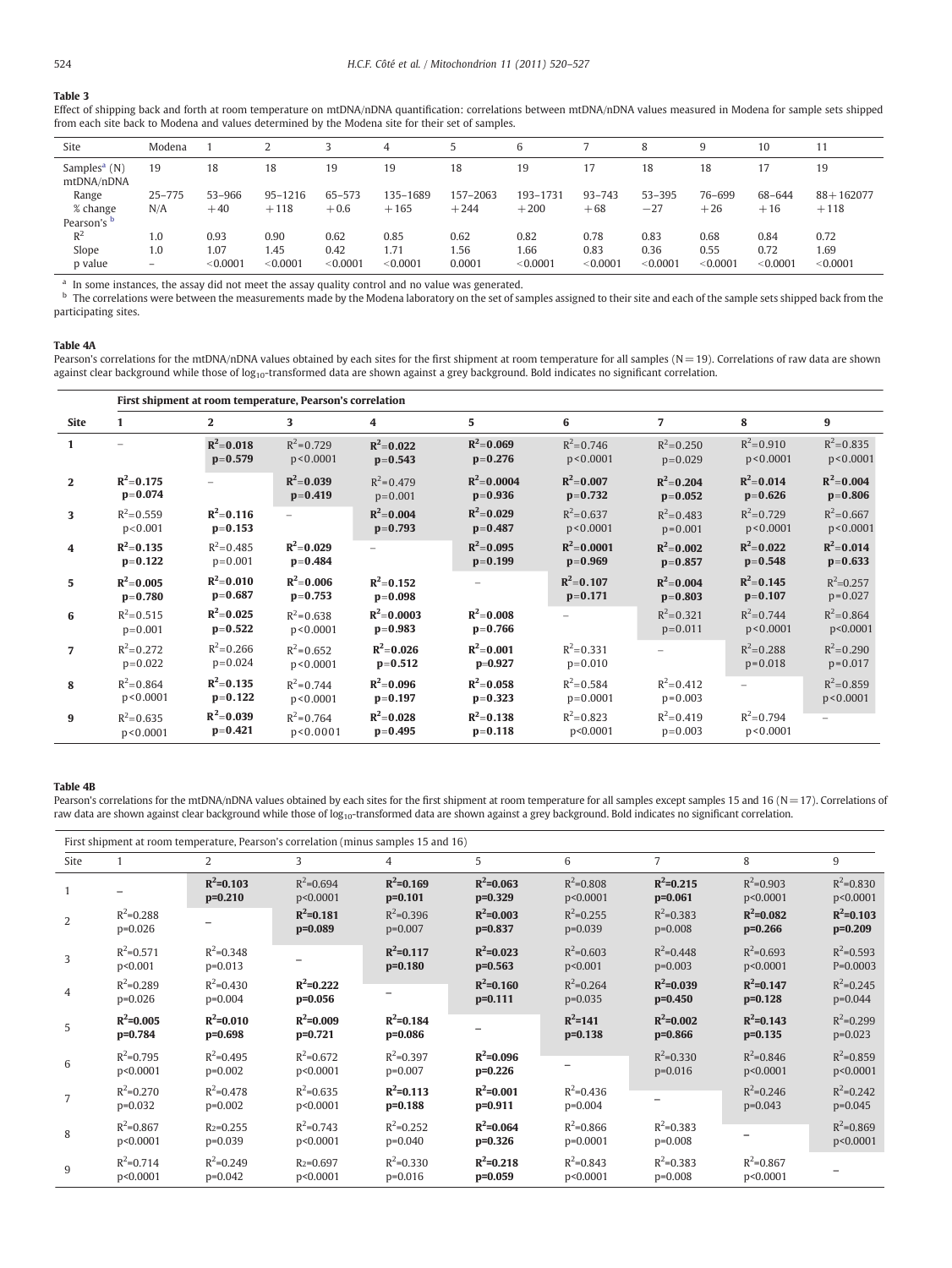**Table 3**

Effect of shipping back and forth at room temperature on mtDNA/nDNA quantification: correlations between mtDNA/nDNA values measured in Modena for sample sets shipped from each site back to Modena and values determined by the Modena site for their set of samples.

| Site | Modena | 1 | 2 | 3 | 4 | 5 | 6 | 7 | 8 | 9 | 10 | 11 |
|---|---|---|---|---|---|---|---|---|---|---|---|---|
| Samples[a] (N) | 19 | 18 | 18 | 19 | 19 | 18 | 19 | 17 | 18 | 18 | 17 | 19 |
| mtDNA/nDNA | | | | | | | | | | | | |
| Range | 25–775 | 53–966 | 95–1216 | 65–573 | 135–1689 | 157–2063 | 193–1731 | 93–743 | 53–395 | 76–699 | 68–644 | 88+162077 |
| % change | N/A | +40 | +118 | +0.6 | +165 | +244 | +200 | +68 | −27 | +26 | +16 | +118 |
| Pearson's [b] | | | | | | | | | | | | |
| $R^2$ | 1.0 | 0.93 | 0.90 | 0.62 | 0.85 | 0.62 | 0.82 | 0.78 | 0.83 | 0.68 | 0.84 | 0.72 |
| Slope | 1.0 | 1.07 | 1.45 | 0.42 | 1.71 | 1.56 | 1.66 | 0.83 | 0.36 | 0.55 | 0.72 | 1.69 |
| p value | – | <0.0001 | <0.0001 | <0.0001 | <0.0001 | 0.0001 | <0.0001 | <0.0001 | <0.0001 | <0.0001 | <0.0001 | <0.0001 |

[a] In some instances, the assay did not meet the assay quality control and no value was generated.

[b] The correlations were between the measurements made by the Modena laboratory on the set of samples assigned to their site and each of the sample sets shipped back from the participating sites.

**Table 4A**

Pearson's correlations for the mtDNA/nDNA values obtained by each sites for the first shipment at room temperature for all samples (N = 19). Correlations of raw data are shown against clear background while those of $\log_{10}$-transformed data are shown against a grey background. Bold indicates no significant correlation.

| | First shipment at room temperature, Pearson's correlation | | | | | | | | |
|---|---|---|---|---|---|---|---|---|---|
| **Site** | **1** | **2** | **3** | **4** | **5** | **6** | **7** | **8** | **9** |
| **1** | – | **$R^2$=0.018 p=0.579** | $R^2$=0.729 p<0.0001 | **$R^2$=0.022 p=0.543** | **$R^2$=0.069 p=0.276** | $R^2$=0.746 p<0.0001 | $R^2$=0.250 p=0.029 | $R^2$=0.910 p<0.0001 | $R^2$=0.835 p<0.0001 |
| **2** | **$R^2$=0.175 p=0.074** | – | **$R^2$=0.039 p=0.419** | $R^2$=0.479 p=0.001 | **$R^2$=0.0004 p=0.936** | **$R^2$=0.007 p=0.732** | **$R^2$=0.204 p=0.052** | **$R^2$=0.014 p=0.626** | **$R^2$=0.004 p=0.806** |
| **3** | $R^2$=0.559 p<0.001 | **$R^2$=0.116 p=0.153** | – | **$R^2$=0.004 p=0.793** | **$R^2$=0.029 p=0.487** | $R^2$=0.637 p<0.0001 | $R^2$=0.483 p=0.001 | $R^2$=0.729 p<0.0001 | $R^2$=0.667 p<0.0001 |
| **4** | **$R^2$=0.135 p=0.122** | $R^2$=0.485 p=0.001 | **$R^2$=0.029 p=0.484** | – | **$R^2$=0.095 p=0.199** | **$R^2$=0.0001 p=0.969** | **$R^2$=0.002 p=0.857** | **$R^2$=0.022 p=0.548** | **$R^2$=0.014 p=0.633** |
| **5** | **$R^2$=0.005 p=0.780** | **$R^2$=0.010 p=0.687** | **$R^2$=0.006 p=0.753** | **$R^2$=0.152 p=0.098** | – | **$R^2$=0.107 p=0.171** | **$R^2$=0.004 p=0.803** | **$R^2$=0.145 p=0.107** | $R^2$=0.257 p=0.027 |
| **6** | $R^2$=0.515 p=0.001 | **$R^2$=0.025 p=0.522** | $R^2$=0.638 p<0.0001 | **$R^2$=0.0003 p=0.983** | **$R^2$=0.008 p=0.766** | – | $R^2$=0.321 p=0.011 | $R^2$=0.744 p<0.0001 | $R^2$=0.864 p<0.0001 |
| **7** | $R^2$=0.272 p=0.022 | $R^2$=0.266 p=0.024 | $R^2$=0.652 p<0.0001 | **$R^2$=0.026 p=0.512** | **$R^2$=0.001 p=0.927** | $R^2$=0.331 p=0.010 | – | $R^2$=0.288 p=0.018 | $R^2$=0.290 p=0.017 |
| **8** | $R^2$=0.864 p<0.0001 | **$R^2$=0.135 p=0.122** | $R^2$=0.744 p<0.0001 | **$R^2$=0.096 p=0.197** | **$R^2$=0.058 p=0.323** | $R^2$=0.584 p=0.0001 | $R^2$=0.412 p=0.003 | – | $R^2$=0.859 p<0.0001 |
| **9** | $R^2$=0.635 p<0.0001 | **$R^2$=0.039 p=0.421** | $R^2$=0.764 p<0.0001 | **$R^2$=0.028 p=0.495** | **$R^2$=0.138 p=0.118** | $R^2$=0.823 p<0.0001 | $R^2$=0.419 p=0.003 | $R^2$=0.794 p<0.0001 | – |

**Table 4B**

Pearson's correlations for the mtDNA/nDNA values obtained by each sites for the first shipment at room temperature for all samples except samples 15 and 16 (N = 17). Correlations of raw data are shown against clear background while those of $\log_{10}$-transformed data are shown against a grey background. Bold indicates no significant correlation.

| | First shipment at room temperature, Pearson's correlation (minus samples 15 and 16) | | | | | | | | |
|---|---|---|---|---|---|---|---|---|---|
| Site | 1 | 2 | 3 | 4 | 5 | 6 | 7 | 8 | 9 |
| 1 | – | **$R^2$=0.103 p=0.210** | $R^2$=0.694 p<0.0001 | **$R^2$=0.169 p=0.101** | **$R^2$=0.063 p=0.329** | $R^2$=0.808 p<0.0001 | **$R^2$=0.215 p=0.061** | $R^2$=0.903 p<0.0001 | $R^2$=0.830 p<0.0001 |
| 2 | $R^2$=0.288 p=0.026 | – | **$R^2$=0.181 p=0.089** | $R^2$=0.396 p=0.007 | **$R^2$=0.003 p=0.837** | $R^2$=0.255 p=0.039 | $R^2$=0.383 p=0.008 | **$R^2$=0.082 p=0.266** | **$R^2$=0.103 p=0.209** |
| 3 | $R^2$=0.571 p<0.001 | $R^2$=0.348 p=0.013 | – | **$R^2$=0.117 p=0.180** | **$R^2$=0.023 p=0.563** | $R^2$=0.603 p<0.001 | $R^2$=0.448 p=0.003 | $R^2$=0.693 p<0.0001 | $R^2$=0.593 P=0.0003 |
| 4 | $R^2$=0.289 p=0.026 | $R^2$=0.430 p=0.004 | **$R^2$=0.222 p=0.056** | – | **$R^2$=0.160 p=0.111** | $R^2$=0.264 p=0.035 | **$R^2$=0.039 p=0.450** | **$R^2$=0.147 p=0.128** | $R^2$=0.245 p=0.044 |
| 5 | **$R^2$=0.005 p=0.784** | **$R^2$=0.010 p=0.698** | **$R^2$=0.009 p=0.721** | **$R^2$=0.184 p=0.086** | – | **$R^2$=141 p=0.138** | **$R^2$=0.002 p=0.866** | **$R^2$=0.143 p=0.135** | $R^2$=0.299 p=0.023 |
| 6 | $R^2$=0.795 p<0.0001 | $R^2$=0.495 p=0.002 | $R^2$=0.672 p<0.0001 | $R^2$=0.397 p=0.007 | **$R^2$=0.096 p=0.226** | – | $R^2$=0.330 p=0.016 | $R^2$=0.846 p<0.0001 | $R^2$=0.859 p<0.0001 |
| 7 | $R^2$=0.270 p=0.032 | $R^2$=0.478 p=0.002 | $R^2$=0.635 p<0.0001 | **$R^2$=0.113 p=0.188** | **$R^2$=0.001 p=0.911** | $R^2$=0.436 p=0.004 | – | $R^2$=0.246 p=0.043 | $R^2$=0.242 p=0.045 |
| 8 | $R^2$=0.867 p<0.0001 | $R^2$=0.255 p=0.039 | $R^2$=0.743 p<0.0001 | $R^2$=0.252 p=0.040 | **$R^2$=0.064 p=0.326** | $R^2$=0.866 p=0.0001 | $R^2$=0.383 p=0.008 | – | $R^2$=0.869 p<0.0001 |
| 9 | $R^2$=0.714 p<0.0001 | $R^2$=0.249 p=0.042 | $R^2$=0.697 p<0.0001 | $R^2$=0.330 p=0.016 | **$R^2$=0.218 p=0.059** | $R^2$=0.843 p<0.0001 | $R^2$=0.383 p=0.008 | $R^2$=0.867 p<0.0001 | – |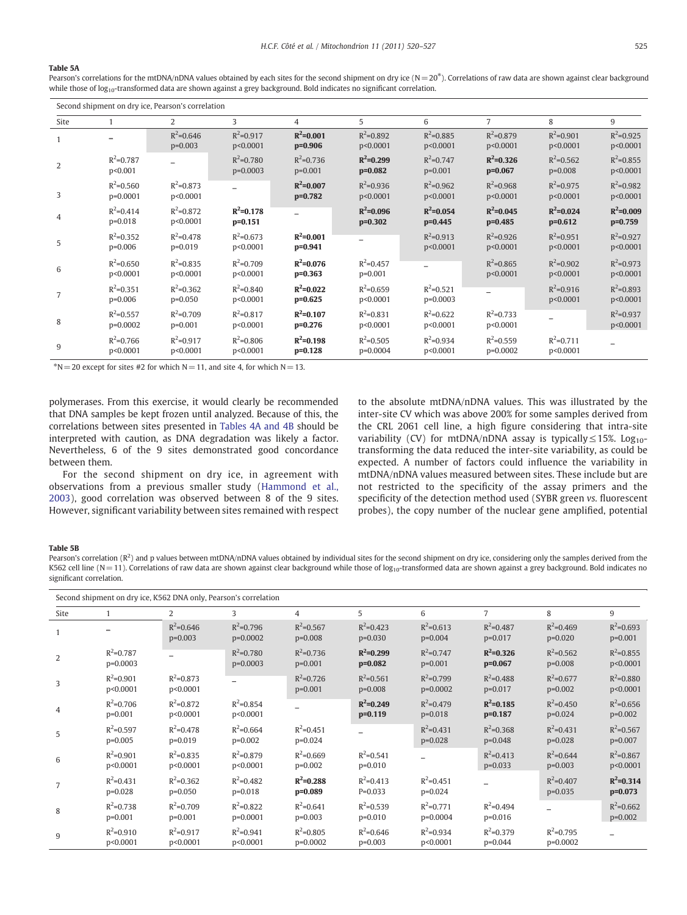**Table 5A**

Pearson's correlations for the mtDNA/nDNA values obtained by each sites for the second shipment on dry ice (N = 20*). Correlations of raw data are shown against clear background while those of $log_{10}$-transformed data are shown against a grey background. Bold indicates no significant correlation.

| Second shipment on dry ice, Pearson's correlation | | | | | | | | | |
|---|---|---|---|---|---|---|---|---|---|
| Site | 1 | 2 | 3 | 4 | 5 | 6 | 7 | 8 | 9 |
| 1 | – | $R^2$=0.646 p=0.003 | $R^2$=0.917 p<0.0001 | **$R^2$=0.001 p=0.906** | $R^2$=0.892 p<0.0001 | $R^2$=0.885 p<0.0001 | $R^2$=0.879 p<0.0001 | $R^2$=0.901 p<0.0001 | $R^2$=0.925 p<0.0001 |
| 2 | $R^2$=0.787 p<0.001 | – | $R^2$=0.780 p=0.0003 | $R^2$=0.736 p=0.001 | **$R^2$=0.299 p=0.082** | $R^2$=0.747 p=0.001 | **$R^2$=0.326 p=0.067** | $R^2$=0.562 p=0.008 | $R^2$=0.855 p<0.0001 |
| 3 | $R^2$=0.560 p=0.0001 | $R^2$=0.873 p<0.0001 | – | **$R^2$=0.007 p=0.782** | $R^2$=0.936 p<0.0001 | $R^2$=0.962 p<0.0001 | $R^2$=0.968 p<0.0001 | $R^2$=0.975 p<0.0001 | $R^2$=0.982 p<0.0001 |
| 4 | $R^2$=0.414 p=0.018 | $R^2$=0.872 p<0.0001 | **$R^2$=0.178 p=0.151** | – | **$R^2$=0.096 p=0.302** | **$R^2$=0.054 p=0.445** | **$R^2$=0.045 p=0.485** | **$R^2$=0.024 p=0.612** | **$R^2$=0.009 p=0.759** |
| 5 | $R^2$=0.352 p=0.006 | $R^2$=0.478 p=0.019 | $R^2$=0.673 p<0.0001 | **$R^2$=0.001 p=0.941** | – | $R^2$=0.913 p<0.0001 | $R^2$=0.926 p<0.0001 | $R^2$=0.951 p<0.0001 | $R^2$=0.927 p<0.0001 |
| 6 | $R^2$=0.650 p<0.0001 | $R^2$=0.835 p<0.0001 | $R^2$=0.709 p<0.0001 | **$R^2$=0.076 p=0.363** | $R^2$=0.457 p=0.001 | – | $R^2$=0.865 p<0.0001 | $R^2$=0.902 p<0.0001 | $R^2$=0.973 p<0.0001 |
| 7 | $R^2$=0.351 p=0.006 | $R^2$=0.362 p=0.050 | $R^2$=0.840 p<0.0001 | **$R^2$=0.022 p=0.625** | $R^2$=0.659 p<0.0001 | $R^2$=0.521 p=0.0003 | – | $R^2$=0.916 p<0.0001 | $R^2$=0.893 p<0.0001 |
| 8 | $R^2$=0.557 p=0.0002 | $R^2$=0.709 p=0.001 | $R^2$=0.817 p<0.0001 | **$R^2$=0.107 p=0.276** | $R^2$=0.831 p<0.0001 | $R^2$=0.622 p<0.0001 | $R^2$=0.733 p<0.0001 | – | $R^2$=0.937 p<0.0001 |
| 9 | $R^2$=0.766 p<0.0001 | $R^2$=0.917 p<0.0001 | $R^2$=0.806 p<0.0001 | **$R^2$=0.198 p=0.128** | $R^2$=0.505 p=0.0004 | $R^2$=0.934 p<0.0001 | $R^2$=0.559 p=0.0002 | $R^2$=0.711 p<0.0001 | – |

*N = 20 except for sites #2 for which N = 11, and site 4, for which N = 13.

polymerases. From this exercise, it would clearly be recommended that DNA samples be kept frozen until analyzed. Because of this, the correlations between sites presented in Tables 4A and 4B should be interpreted with caution, as DNA degradation was likely a factor. Nevertheless, 6 of the 9 sites demonstrated good concordance between them.

For the second shipment on dry ice, in agreement with observations from a previous smaller study (Hammond et al., 2003), good correlation was observed between 8 of the 9 sites. However, significant variability between sites remained with respect to the absolute mtDNA/nDNA values. This was illustrated by the inter-site CV which was above 200% for some samples derived from the CRL 2061 cell line, a high figure considering that intra-site variability (CV) for mtDNA/nDNA assay is typically ≤ 15%. $Log_{10}$-transforming the data reduced the inter-site variability, as could be expected. A number of factors could influence the variability in mtDNA/nDNA values measured between sites. These include but are not restricted to the specificity of the assay primers and the specificity of the detection method used (SYBR green *vs.* fluorescent probes), the copy number of the nuclear gene amplified, potential

**Table 5B**

Pearson's correlation ($R^2$) and p values between mtDNA/nDNA values obtained by individual sites for the second shipment on dry ice, considering only the samples derived from the K562 cell line (N = 11). Correlations of raw data are shown against clear background while those of $log_{10}$-transformed data are shown against a grey background. Bold indicates no significant correlation.

| Second shipment on dry ice, K562 DNA only, Pearson's correlation | | | | | | | | | |
|---|---|---|---|---|---|---|---|---|---|
| Site | 1 | 2 | 3 | 4 | 5 | 6 | 7 | 8 | 9 |
| 1 | – | $R^2$=0.646 p=0.003 | $R^2$=0.796 p=0.0002 | $R^2$=0.567 p=0.008 | $R^2$=0.423 p=0.030 | $R^2$=0.613 p=0.004 | $R^2$=0.487 p=0.017 | $R^2$=0.469 p=0.020 | $R^2$=0.693 p=0.001 |
| 2 | $R^2$=0.787 p=0.0003 | – | $R^2$=0.780 p=0.0003 | $R^2$=0.736 p=0.001 | **$R^2$=0.299 p=0.082** | $R^2$=0.747 p=0.001 | **$R^2$=0.326 p=0.067** | $R^2$=0.562 p=0.008 | $R^2$=0.855 p<0.0001 |
| 3 | $R^2$=0.901 p<0.0001 | $R^2$=0.873 p<0.0001 | – | $R^2$=0.726 p=0.001 | $R^2$=0.561 p=0.008 | $R^2$=0.799 p=0.0002 | $R^2$=0.488 p=0.017 | $R^2$=0.677 p=0.002 | $R^2$=0.880 p<0.0001 |
| 4 | $R^2$=0.706 p=0.001 | $R^2$=0.872 p<0.0001 | $R^2$=0.854 p<0.0001 | – | **$R^2$=0.249 p=0.119** | $R^2$=0.479 p=0.018 | **$R^2$=0.185 p=0.187** | $R^2$=0.450 p=0.024 | $R^2$=0.656 p=0.002 |
| 5 | $R^2$=0.597 p=0.005 | $R^2$=0.478 p=0.019 | $R^2$=0.664 p=0.002 | $R^2$=0.451 p=0.024 | – | $R^2$=0.431 p=0.028 | $R^2$=0.368 p=0.048 | $R^2$=0.431 p=0.028 | $R^2$=0.567 p=0.007 |
| 6 | $R^2$=0.901 p<0.0001 | $R^2$=0.835 p<0.0001 | $R^2$=0.879 p<0.0001 | $R^2$=0.669 p=0.002 | $R^2$=0.541 p=0.010 | – | $R^2$=0.413 p=0.033 | $R^2$=0.644 p=0.003 | $R^2$=0.867 p<0.0001 |
| 7 | $R^2$=0.431 p=0.028 | $R^2$=0.362 p=0.050 | $R^2$=0.482 p=0.018 | **$R^2$=0.288 p=0.089** | $R^2$=0.413 P=0.033 | $R^2$=0.451 p=0.024 | – | $R^2$=0.407 p=0.035 | **$R^2$=0.314 p=0.073** |
| 8 | $R^2$=0.738 p=0.001 | $R^2$=0.709 p=0.001 | $R^2$=0.822 p=0.0001 | $R^2$=0.641 p=0.003 | $R^2$=0.539 p=0.010 | $R^2$=0.771 p=0.0004 | $R^2$=0.494 p=0.016 | – | $R^2$=0.662 p=0.002 |
| 9 | $R^2$=0.910 p<0.0001 | $R^2$=0.917 p<0.0001 | $R^2$=0.941 p<0.0001 | $R^2$=0.805 p=0.0002 | $R^2$=0.646 p=0.003 | $R^2$=0.934 p<0.0001 | $R^2$=0.379 p=0.044 | $R^2$=0.795 p=0.0002 | – |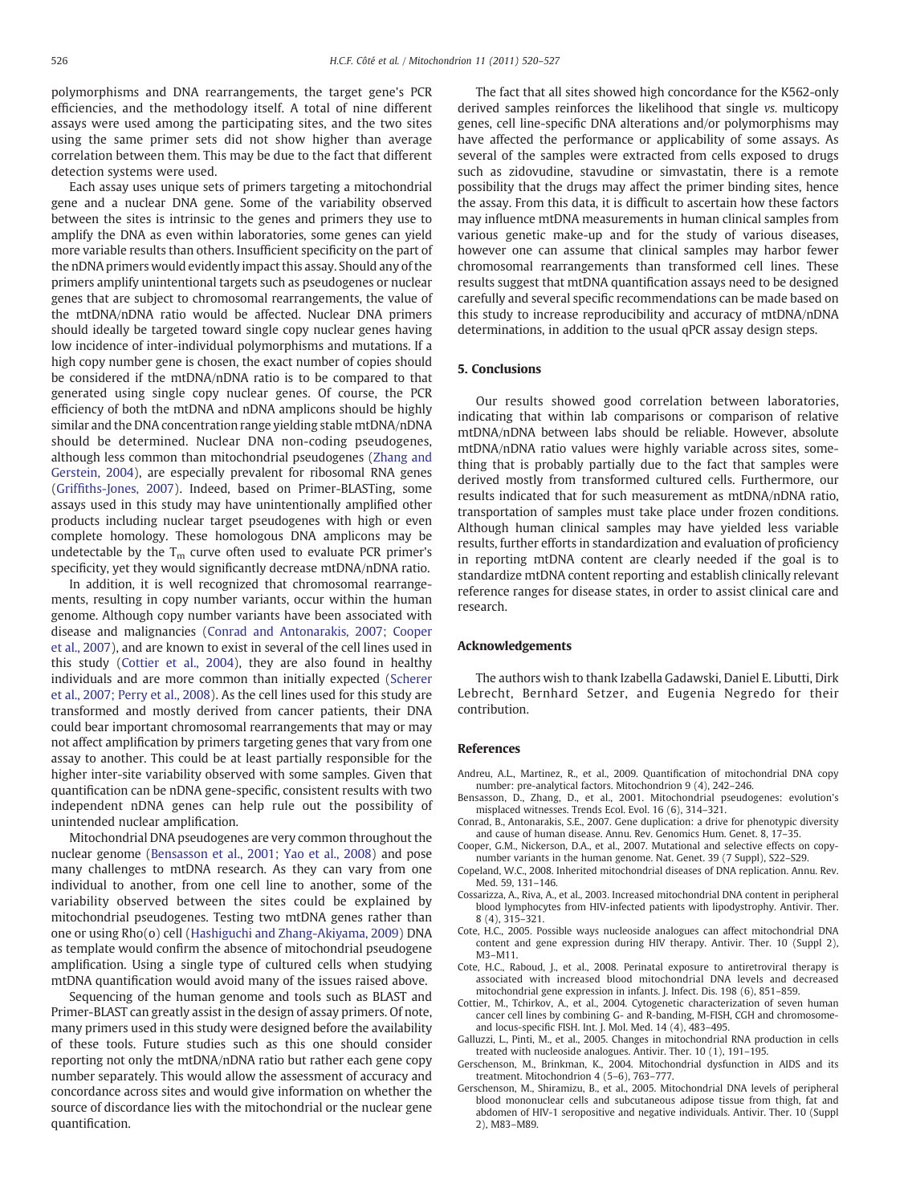polymorphisms and DNA rearrangements, the target gene's PCR efficiencies, and the methodology itself. A total of nine different assays were used among the participating sites, and the two sites using the same primer sets did not show higher than average correlation between them. This may be due to the fact that different detection systems were used.

Each assay uses unique sets of primers targeting a mitochondrial gene and a nuclear DNA gene. Some of the variability observed between the sites is intrinsic to the genes and primers they use to amplify the DNA as even within laboratories, some genes can yield more variable results than others. Insufficient specificity on the part of the nDNA primers would evidently impact this assay. Should any of the primers amplify unintentional targets such as pseudogenes or nuclear genes that are subject to chromosomal rearrangements, the value of the mtDNA/nDNA ratio would be affected. Nuclear DNA primers should ideally be targeted toward single copy nuclear genes having low incidence of inter-individual polymorphisms and mutations. If a high copy number gene is chosen, the exact number of copies should be considered if the mtDNA/nDNA ratio is to be compared to that generated using single copy nuclear genes. Of course, the PCR efficiency of both the mtDNA and nDNA amplicons should be highly similar and the DNA concentration range yielding stable mtDNA/nDNA should be determined. Nuclear DNA non-coding pseudogenes, although less common than mitochondrial pseudogenes (Zhang and Gerstein, 2004), are especially prevalent for ribosomal RNA genes (Griffiths-Jones, 2007). Indeed, based on Primer-BLASTing, some assays used in this study may have unintentionally amplified other products including nuclear target pseudogenes with high or even complete homology. These homologous DNA amplicons may be undetectable by the $T_m$ curve often used to evaluate PCR primer's specificity, yet they would significantly decrease mtDNA/nDNA ratio.

In addition, it is well recognized that chromosomal rearrangements, resulting in copy number variants, occur within the human genome. Although copy number variants have been associated with disease and malignancies (Conrad and Antonarakis, 2007; Cooper et al., 2007), and are known to exist in several of the cell lines used in this study (Cottier et al., 2004), they are also found in healthy individuals and are more common than initially expected (Scherer et al., 2007; Perry et al., 2008). As the cell lines used for this study are transformed and mostly derived from cancer patients, their DNA could bear important chromosomal rearrangements that may or may not affect amplification by primers targeting genes that vary from one assay to another. This could be at least partially responsible for the higher inter-site variability observed with some samples. Given that quantification can be nDNA gene-specific, consistent results with two independent nDNA genes can help rule out the possibility of unintended nuclear amplification.

Mitochondrial DNA pseudogenes are very common throughout the nuclear genome (Bensasson et al., 2001; Yao et al., 2008) and pose many challenges to mtDNA research. As they can vary from one individual to another, from one cell line to another, some of the variability observed between the sites could be explained by mitochondrial pseudogenes. Testing two mtDNA genes rather than one or using Rho(o) cell (Hashiguchi and Zhang-Akiyama, 2009) DNA as template would confirm the absence of mitochondrial pseudogene amplification. Using a single type of cultured cells when studying mtDNA quantification would avoid many of the issues raised above.

Sequencing of the human genome and tools such as BLAST and Primer-BLAST can greatly assist in the design of assay primers. Of note, many primers used in this study were designed before the availability of these tools. Future studies such as this one should consider reporting not only the mtDNA/nDNA ratio but rather each gene copy number separately. This would allow the assessment of accuracy and concordance across sites and would give information on whether the source of discordance lies with the mitochondrial or the nuclear gene quantification.

The fact that all sites showed high concordance for the K562-only derived samples reinforces the likelihood that single *vs.* multicopy genes, cell line-specific DNA alterations and/or polymorphisms may have affected the performance or applicability of some assays. As several of the samples were extracted from cells exposed to drugs such as zidovudine, stavudine or simvastatin, there is a remote possibility that the drugs may affect the primer binding sites, hence the assay. From this data, it is difficult to ascertain how these factors may influence mtDNA measurements in human clinical samples from various genetic make-up and for the study of various diseases, however one can assume that clinical samples may harbor fewer chromosomal rearrangements than transformed cell lines. These results suggest that mtDNA quantification assays need to be designed carefully and several specific recommendations can be made based on this study to increase reproducibility and accuracy of mtDNA/nDNA determinations, in addition to the usual qPCR assay design steps.

## 5. Conclusions

Our results showed good correlation between laboratories, indicating that within lab comparisons or comparison of relative mtDNA/nDNA between labs should be reliable. However, absolute mtDNA/nDNA ratio values were highly variable across sites, something that is probably partially due to the fact that samples were derived mostly from transformed cultured cells. Furthermore, our results indicated that for such measurement as mtDNA/nDNA ratio, transportation of samples must take place under frozen conditions. Although human clinical samples may have yielded less variable results, further efforts in standardization and evaluation of proficiency in reporting mtDNA content are clearly needed if the goal is to standardize mtDNA content reporting and establish clinically relevant reference ranges for disease states, in order to assist clinical care and research.

## Acknowledgements

The authors wish to thank Izabella Gadawski, Daniel E. Libutti, Dirk Lebrecht, Bernhard Setzer, and Eugenia Negredo for their contribution.

## References

- Andreu, A.L., Martinez, R., et al., 2009. Quantification of mitochondrial DNA copy number: pre-analytical factors. Mitochondrion 9 (4), 242–246.
- Bensasson, D., Zhang, D., et al., 2001. Mitochondrial pseudogenes: evolution's misplaced witnesses. Trends Ecol. Evol. 16 (6), 314–321.
- Conrad, B., Antonarakis, S.E., 2007. Gene duplication: a drive for phenotypic diversity and cause of human disease. Annu. Rev. Genomics Hum. Genet. 8, 17–35.
- Cooper, G.M., Nickerson, D.A., et al., 2007. Mutational and selective effects on copy-number variants in the human genome. Nat. Genet. 39 (7 Suppl), S22–S29.
- Copeland, W.C., 2008. Inherited mitochondrial diseases of DNA replication. Annu. Rev. Med. 59, 131–146.
- Cossarizza, A., Riva, A., et al., 2003. Increased mitochondrial DNA content in peripheral blood lymphocytes from HIV-infected patients with lipodystrophy. Antivir. Ther. 8 (4), 315–321.
- Cote, H.C., 2005. Possible ways nucleoside analogues can affect mitochondrial DNA content and gene expression during HIV therapy. Antivir. Ther. 10 (Suppl 2), M3–M11.
- Cote, H.C., Raboud, J., et al., 2008. Perinatal exposure to antiretroviral therapy is associated with increased blood mitochondrial DNA levels and decreased mitochondrial gene expression in infants. J. Infect. Dis. 198 (6), 851–859.
- Cottier, M., Tchirkov, A., et al., 2004. Cytogenetic characterization of seven human cancer cell lines by combining G- and R-banding, M-FISH, CGH and chromosome- and locus-specific FISH. Int. J. Mol. Med. 14 (4), 483–495.
- Galluzzi, L., Pinti, M., et al., 2005. Changes in mitochondrial RNA production in cells treated with nucleoside analogues. Antivir. Ther. 10 (1), 191–195.
- Gerschenson, M., Brinkman, K., 2004. Mitochondrial dysfunction in AIDS and its treatment. Mitochondrion 4 (5–6), 763–777.
- Gerschenson, M., Shiramizu, B., et al., 2005. Mitochondrial DNA levels of peripheral blood mononuclear cells and subcutaneous adipose tissue from thigh, fat and abdomen of HIV-1 seropositive and negative individuals. Antivir. Ther. 10 (Suppl 2), M83–M89.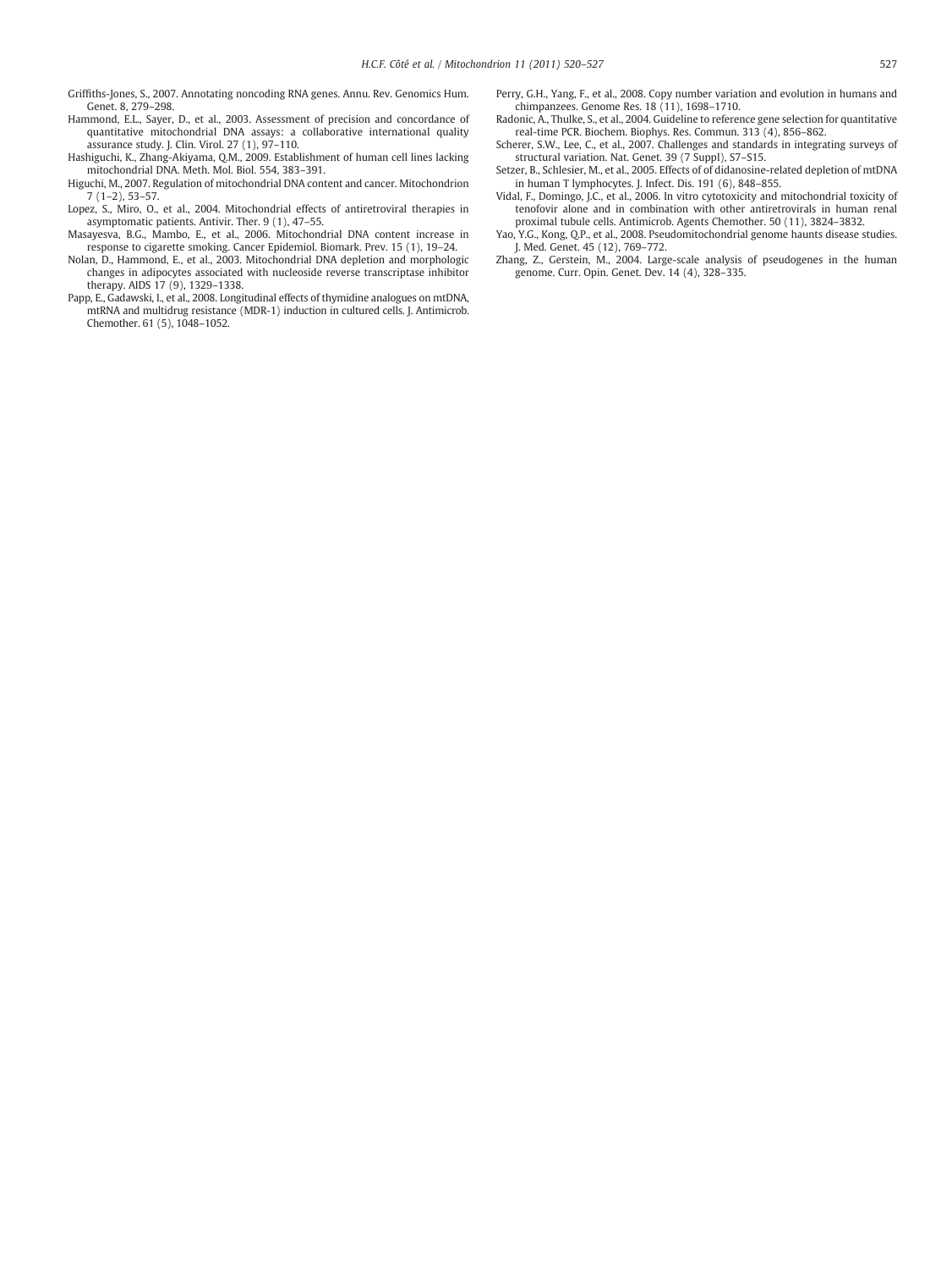Griffiths-Jones, S., 2007. Annotating noncoding RNA genes. Annu. Rev. Genomics Hum. Genet. 8, 279–298.

Hammond, E.L., Sayer, D., et al., 2003. Assessment of precision and concordance of quantitative mitochondrial DNA assays: a collaborative international quality assurance study. J. Clin. Virol. 27 (1), 97–110.

Hashiguchi, K., Zhang-Akiyama, Q.M., 2009. Establishment of human cell lines lacking mitochondrial DNA. Meth. Mol. Biol. 554, 383–391.

Higuchi, M., 2007. Regulation of mitochondrial DNA content and cancer. Mitochondrion 7 (1–2), 53–57.

Lopez, S., Miro, O., et al., 2004. Mitochondrial effects of antiretroviral therapies in asymptomatic patients. Antivir. Ther. 9 (1), 47–55.

Masayesva, B.G., Mambo, E., et al., 2006. Mitochondrial DNA content increase in response to cigarette smoking. Cancer Epidemiol. Biomark. Prev. 15 (1), 19–24.

Nolan, D., Hammond, E., et al., 2003. Mitochondrial DNA depletion and morphologic changes in adipocytes associated with nucleoside reverse transcriptase inhibitor therapy. AIDS 17 (9), 1329–1338.

Papp, E., Gadawski, I., et al., 2008. Longitudinal effects of thymidine analogues on mtDNA, mtRNA and multidrug resistance (MDR-1) induction in cultured cells. J. Antimicrob. Chemother. 61 (5), 1048–1052.

Perry, G.H., Yang, F., et al., 2008. Copy number variation and evolution in humans and chimpanzees. Genome Res. 18 (11), 1698–1710.

Radonic, A., Thulke, S., et al., 2004. Guideline to reference gene selection for quantitative real-time PCR. Biochem. Biophys. Res. Commun. 313 (4), 856–862.

Scherer, S.W., Lee, C., et al., 2007. Challenges and standards in integrating surveys of structural variation. Nat. Genet. 39 (7 Suppl), S7–S15.

Setzer, B., Schlesier, M., et al., 2005. Effects of of didanosine-related depletion of mtDNA in human T lymphocytes. J. Infect. Dis. 191 (6), 848–855.

Vidal, F., Domingo, J.C., et al., 2006. In vitro cytotoxicity and mitochondrial toxicity of tenofovir alone and in combination with other antiretrovirals in human renal proximal tubule cells. Antimicrob. Agents Chemother. 50 (11), 3824–3832.

Yao, Y.G., Kong, Q.P., et al., 2008. Pseudomitochondrial genome haunts disease studies. J. Med. Genet. 45 (12), 769–772.

Zhang, Z., Gerstein, M., 2004. Large-scale analysis of pseudogenes in the human genome. Curr. Opin. Genet. Dev. 14 (4), 328–335.